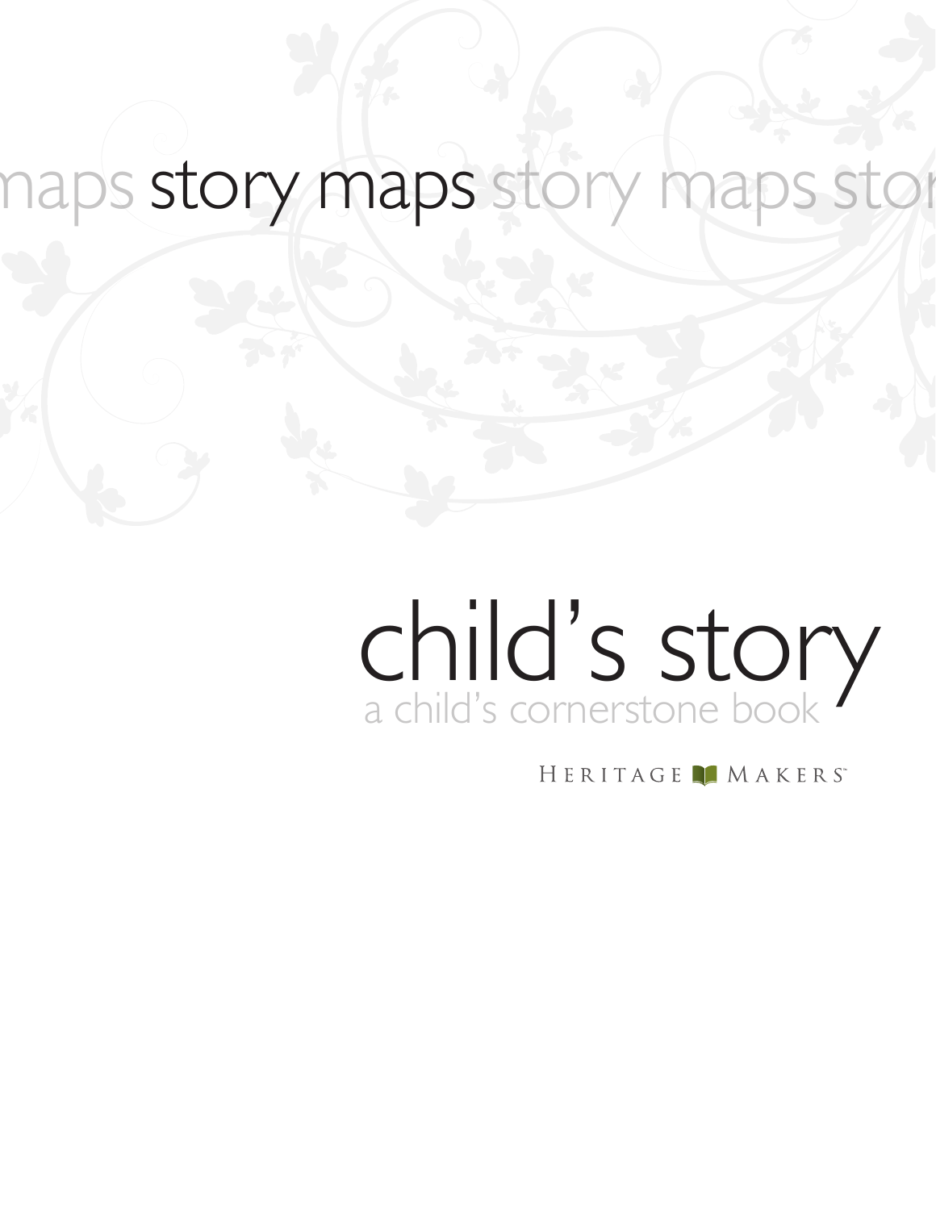maps **story maps** story maps stor

# child's story

## a child's cornerstone book

HERITAGE MAKERS™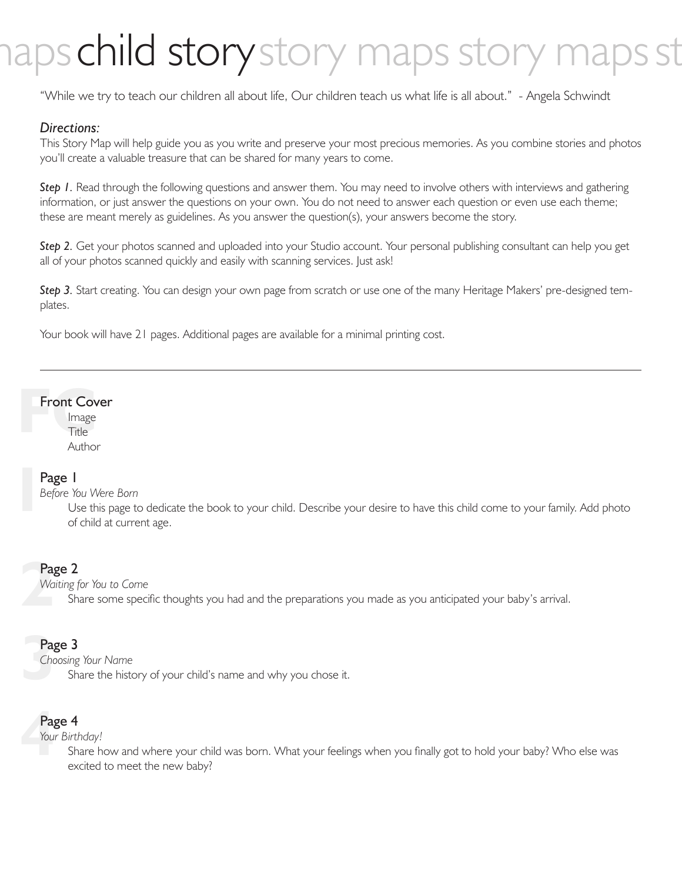# child story

"While we try to teach our children all about life, Our children teach us what life is all about." - Angela Schwindt

***Directions:***

This Story Map will help guide you as you write and preserve your most precious memories. As you combine stories and photos you'll create a valuable treasure that can be shared for many years to come.

***Step 1***. Read through the following questions and answer them. You may need to involve others with interviews and gathering information, or just answer the questions on your own. You do not need to answer each question or even use each theme; these are meant merely as guidelines. As you answer the question(s), your answers become the story.

***Step 2***. Get your photos scanned and uploaded into your Studio account. Your personal publishing consultant can help you get all of your photos scanned quickly and easily with scanning services. Just ask!

***Step 3***. Start creating. You can design your own page from scratch or use one of the many Heritage Makers' pre-designed templates.

Your book will have 21 pages. Additional pages are available for a minimal printing cost.

---

## Front Cover

- Image
- Title
- Author

## Page 1

*Before You Were Born*

Use this page to dedicate the book to your child. Describe your desire to have this child come to your family. Add photo of child at current age.

## Page 2

*Waiting for You to Come*

Share some specific thoughts you had and the preparations you made as you anticipated your baby's arrival.

## Page 3

*Choosing Your Name*

Share the history of your child's name and why you chose it.

## Page 4

*Your Birthday!*

Share how and where your child was born. What your feelings when you finally got to hold your baby? Who else was excited to meet the new baby?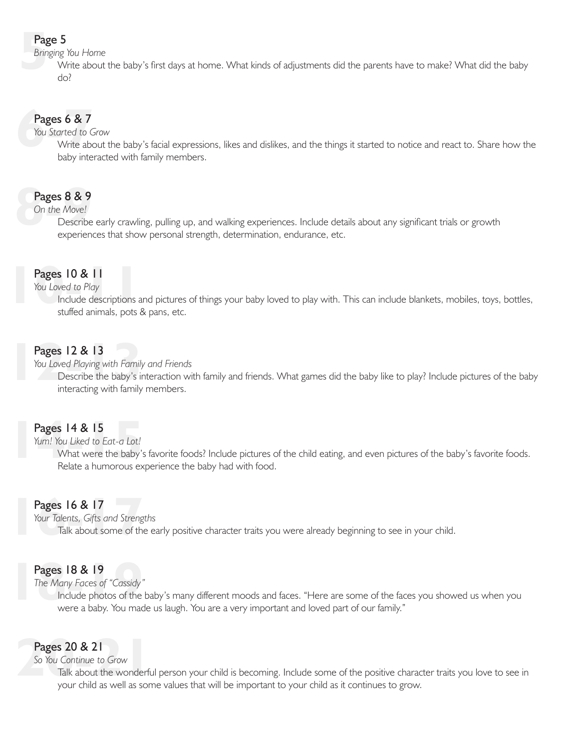## Page 5

*Bringing You Home*

Write about the baby's first days at home. What kinds of adjustments did the parents have to make? What did the baby do?

## Pages 6 & 7

*You Started to Grow*

Write about the baby's facial expressions, likes and dislikes, and the things it started to notice and react to. Share how the baby interacted with family members.

## Pages 8 & 9

*On the Move!*

Describe early crawling, pulling up, and walking experiences. Include details about any significant trials or growth experiences that show personal strength, determination, endurance, etc.

## Pages 10 & 11

*You Loved to Play*

Include descriptions and pictures of things your baby loved to play with. This can include blankets, mobiles, toys, bottles, stuffed animals, pots & pans, etc.

## Pages 12 & 13

*You Loved Playing with Family and Friends*

Describe the baby's interaction with family and friends. What games did the baby like to play? Include pictures of the baby interacting with family members.

## Pages 14 & 15

*Yum! You Liked to Eat-a Lot!*

What were the baby's favorite foods? Include pictures of the child eating, and even pictures of the baby's favorite foods. Relate a humorous experience the baby had with food.

## Pages 16 & 17

*Your Talents, Gifts and Strengths*

Talk about some of the early positive character traits you were already beginning to see in your child.

## Pages 18 & 19

*The Many Faces of "Cassidy"*

Include photos of the baby's many different moods and faces. "Here are some of the faces you showed us when you were a baby. You made us laugh. You are a very important and loved part of our family."

## Pages 20 & 21

*So You Continue to Grow*

Talk about the wonderful person your child is becoming. Include some of the positive character traits you love to see in your child as well as some values that will be important to your child as it continues to grow.